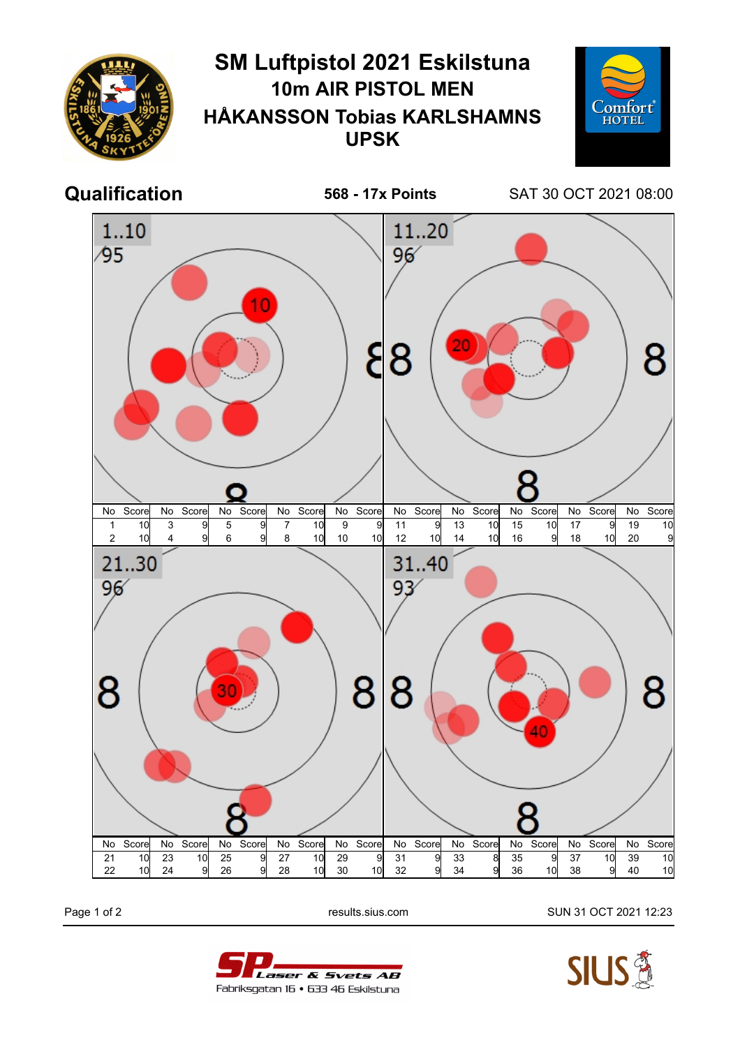# SM Luftpistol 2021 Eskilstuna

## 10m AIR PISTOL MEN

## HÅKANSSON Tobias KARLSHAMNS UPSK

**Qualification** **568 - 17x Points** SAT 30 OCT 2021 08:00

**1..10** — 95

| No | Score | No | Score | No | Score | No | Score | No | Score |
|---|---|---|---|---|---|---|---|---|---|
| 1 | 10 | 3 | 9 | 5 | 9 | 7 | 10 | 9 | 9 |
| 2 | 10 | 4 | 9 | 6 | 9 | 8 | 10 | 10 | 10 |

**11..20** — 96

| No | Score | No | Score | No | Score | No | Score | No | Score |
|---|---|---|---|---|---|---|---|---|---|
| 11 | 9 | 13 | 10 | 15 | 10 | 17 | 9 | 19 | 10 |
| 12 | 10 | 14 | 10 | 16 | 9 | 18 | 10 | 20 | 9 |

**21..30** — 96

| No | Score | No | Score | No | Score | No | Score | No | Score |
|---|---|---|---|---|---|---|---|---|---|
| 21 | 10 | 23 | 10 | 25 | 9 | 27 | 10 | 29 | 9 |
| 22 | 10 | 24 | 9 | 26 | 9 | 28 | 10 | 30 | 10 |

**31..40** — 93

| No | Score | No | Score | No | Score | No | Score | No | Score |
|---|---|---|---|---|---|---|---|---|---|
| 31 | 9 | 33 | 8 | 35 | 9 | 37 | 10 | 39 | 10 |
| 32 | 9 | 34 | 9 | 36 | 10 | 38 | 9 | 40 | 10 |

results.sius.com SUN 31 OCT 2021 12:23

SP Laser & Svets AB
Fabriksgatan 16 • 633 46 Eskilstuna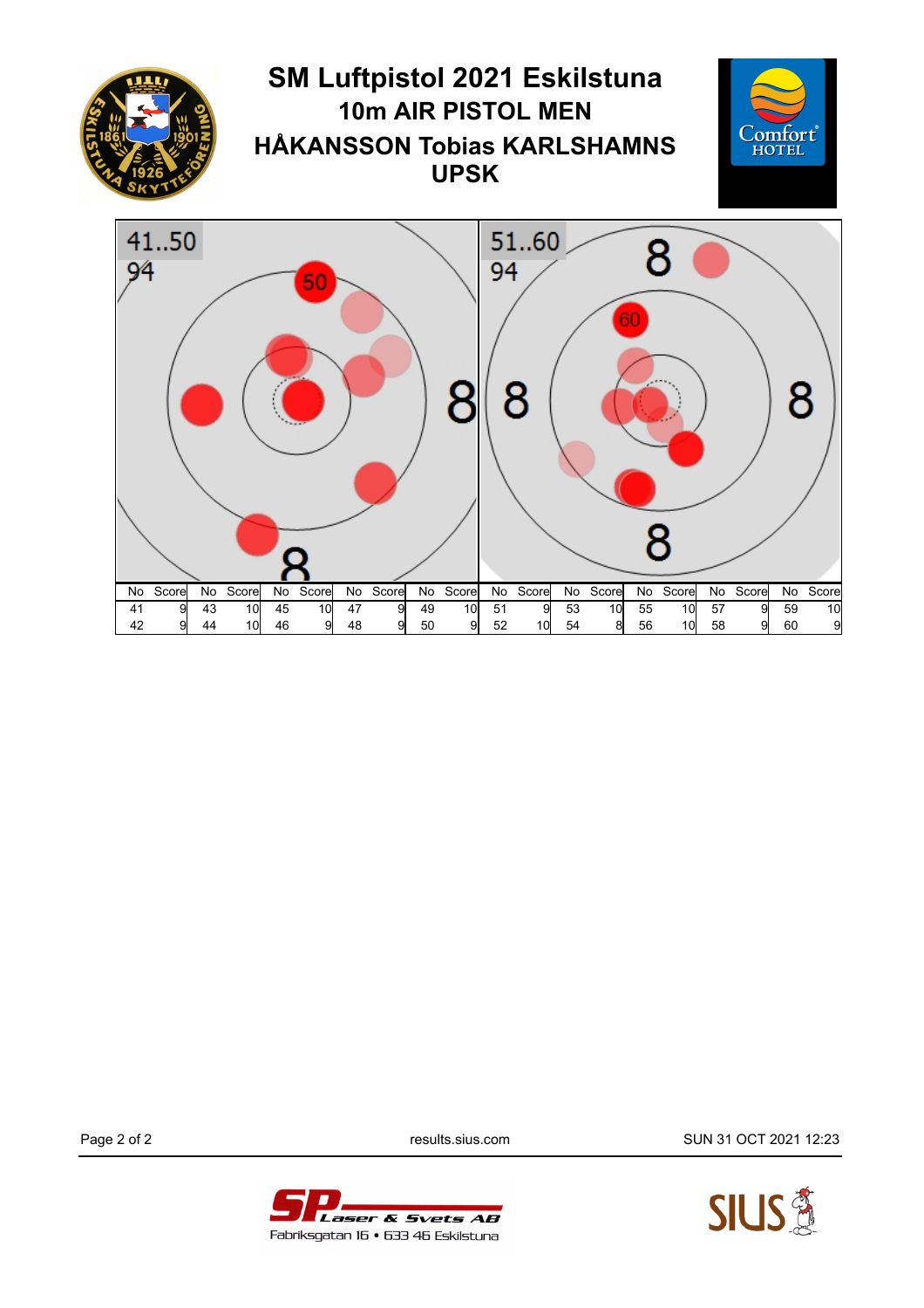# SM Luftpistol 2021 Eskilstuna

## 10m AIR PISTOL MEN

## HÅKANSSON Tobias KARLSHAMNS UPSK

41..50
94

50
8
8

51..60
94

60
8
8
8
8

| No | Score | No | Score | No | Score | No | Score | No | Score | No | Score | No | Score | No | Score | No | Score | No | Score |
|---|---|---|---|---|---|---|---|---|---|---|---|---|---|---|---|---|---|---|---|
| 41 | 9 | 43 | 10 | 45 | 10 | 47 | 9 | 49 | 10 | 51 | 9 | 53 | 10 | 55 | 10 | 57 | 9 | 59 | 10 |
| 42 | 9 | 44 | 10 | 46 | 9 | 48 | 9 | 50 | 9 | 52 | 10 | 54 | 8 | 56 | 10 | 58 | 9 | 60 | 9 |

results.sius.com

SUN 31 OCT 2021 12:23

SP Laser & Svets AB
Fabriksgatan 16 • 633 46 Eskilstuna

SIUS